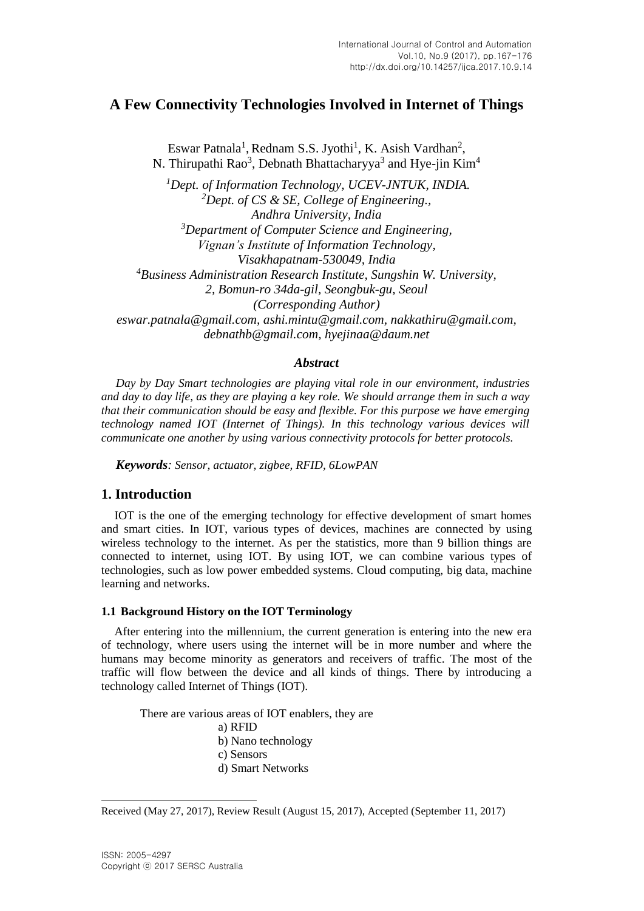# A Few Connectivity Technologies Involved in Internet of Things

Eswar Patnala[1], Rednam S.S. Jyothi[1], K. Asish Vardhan[2], N. Thirupathi Rao[3], Debnath Bhattacharyya[3] and Hye-jin Kim[4]

*[1]Dept. of Information Technology, UCEV-JNTUK, INDIA.*
*[2]Dept. of CS & SE, College of Engineering., Andhra University, India*
*[3]Department of Computer Science and Engineering, Vignan's Institute of Information Technology, Visakhapatnam-530049, India*
*[4]Business Administration Research Institute, Sungshin W. University, 2, Bomun-ro 34da-gil, Seongbuk-gu, Seoul (Corresponding Author)*
*eswar.patnala@gmail.com, ashi.mintu@gmail.com, nakkathiru@gmail.com, debnathb@gmail.com, hyejinaa@daum.net*

### *Abstract*

*Day by Day Smart technologies are playing vital role in our environment, industries and day to day life, as they are playing a key role. We should arrange them in such a way that their communication should be easy and flexible. For this purpose we have emerging technology named IOT (Internet of Things). In this technology various devices will communicate one another by using various connectivity protocols for better protocols.*

***Keywords****: Sensor, actuator, zigbee, RFID, 6LowPAN*

## 1. Introduction

IOT is the one of the emerging technology for effective development of smart homes and smart cities. In IOT, various types of devices, machines are connected by using wireless technology to the internet. As per the statistics, more than 9 billion things are connected to internet, using IOT. By using IOT, we can combine various types of technologies, such as low power embedded systems. Cloud computing, big data, machine learning and networks.

### 1.1 Background History on the IOT Terminology

After entering into the millennium, the current generation is entering into the new era of technology, where users using the internet will be in more number and where the humans may become minority as generators and receivers of traffic. The most of the traffic will flow between the device and all kinds of things. There by introducing a technology called Internet of Things (IOT).

There are various areas of IOT enablers, they are

a) RFID
b) Nano technology
c) Sensors
d) Smart Networks

Received (May 27, 2017), Review Result (August 15, 2017), Accepted (September 11, 2017)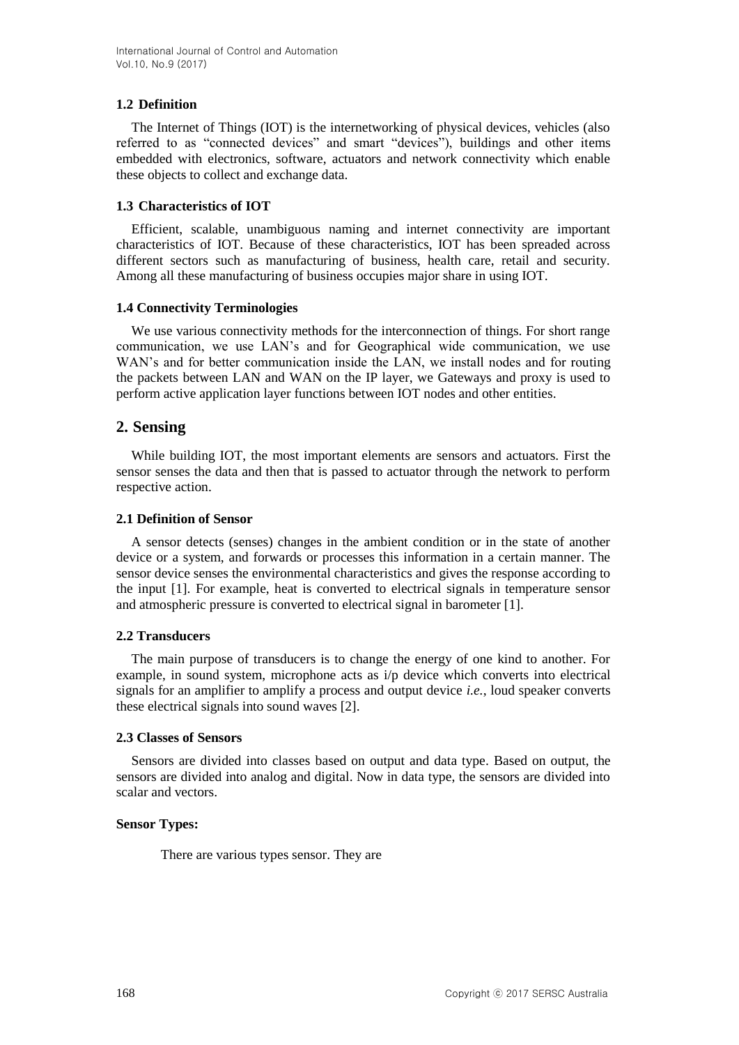### 1.2 Definition

The Internet of Things (IOT) is the internetworking of physical devices, vehicles (also referred to as "connected devices" and smart "devices"), buildings and other items embedded with electronics, software, actuators and network connectivity which enable these objects to collect and exchange data.

### 1.3 Characteristics of IOT

Efficient, scalable, unambiguous naming and internet connectivity are important characteristics of IOT. Because of these characteristics, IOT has been spreaded across different sectors such as manufacturing of business, health care, retail and security. Among all these manufacturing of business occupies major share in using IOT.

### 1.4 Connectivity Terminologies

We use various connectivity methods for the interconnection of things. For short range communication, we use LAN's and for Geographical wide communication, we use WAN's and for better communication inside the LAN, we install nodes and for routing the packets between LAN and WAN on the IP layer, we Gateways and proxy is used to perform active application layer functions between IOT nodes and other entities.

## 2. Sensing

While building IOT, the most important elements are sensors and actuators. First the sensor senses the data and then that is passed to actuator through the network to perform respective action.

### 2.1 Definition of Sensor

A sensor detects (senses) changes in the ambient condition or in the state of another device or a system, and forwards or processes this information in a certain manner. The sensor device senses the environmental characteristics and gives the response according to the input [1]. For example, heat is converted to electrical signals in temperature sensor and atmospheric pressure is converted to electrical signal in barometer [1].

### 2.2 Transducers

The main purpose of transducers is to change the energy of one kind to another. For example, in sound system, microphone acts as i/p device which converts into electrical signals for an amplifier to amplify a process and output device *i.e.*, loud speaker converts these electrical signals into sound waves [2].

### 2.3 Classes of Sensors

Sensors are divided into classes based on output and data type. Based on output, the sensors are divided into analog and digital. Now in data type, the sensors are divided into scalar and vectors.

**Sensor Types:**

There are various types sensor. They are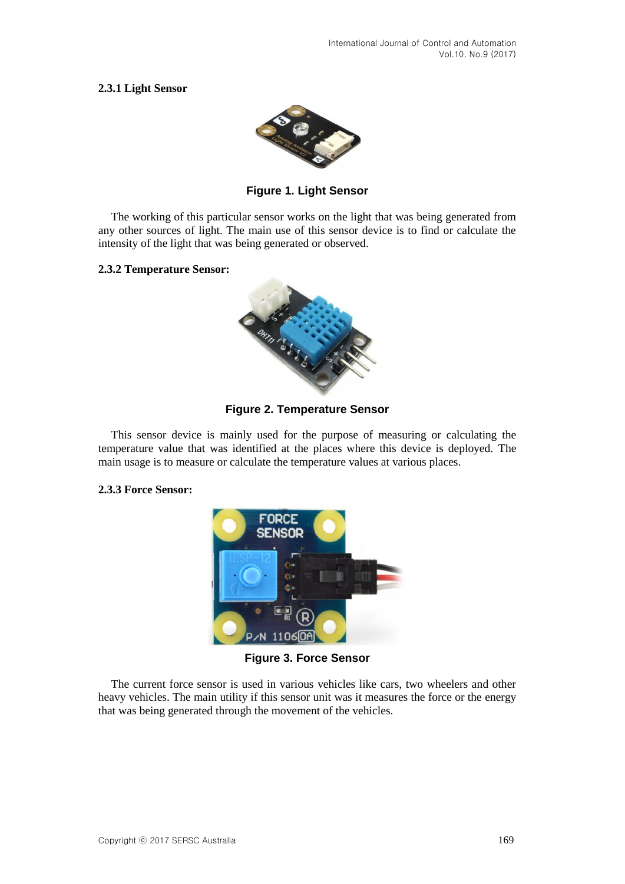#### 2.3.1 Light Sensor

Figure 1. Light Sensor

The working of this particular sensor works on the light that was being generated from any other sources of light. The main use of this sensor device is to find or calculate the intensity of the light that was being generated or observed.

#### 2.3.2 Temperature Sensor:

Figure 2. Temperature Sensor

This sensor device is mainly used for the purpose of measuring or calculating the temperature value that was identified at the places where this device is deployed. The main usage is to measure or calculate the temperature values at various places.

#### 2.3.3 Force Sensor:

Figure 3. Force Sensor

The current force sensor is used in various vehicles like cars, two wheelers and other heavy vehicles. The main utility if this sensor unit was it measures the force or the energy that was being generated through the movement of the vehicles.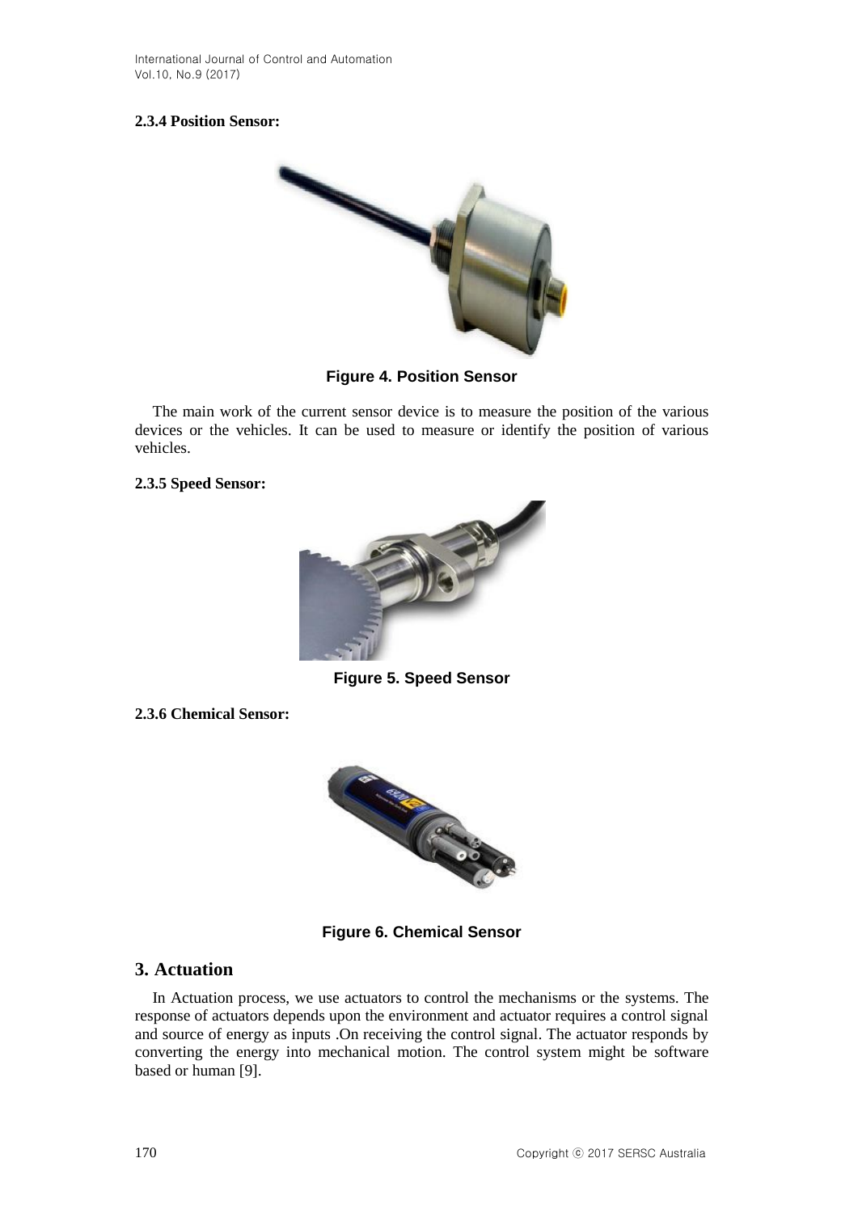**2.3.4 Position Sensor:**

**Figure 4. Position Sensor**

The main work of the current sensor device is to measure the position of the various devices or the vehicles. It can be used to measure or identify the position of various vehicles.

**2.3.5 Speed Sensor:**

**Figure 5. Speed Sensor**

**2.3.6 Chemical Sensor:**

**Figure 6. Chemical Sensor**

## 3. Actuation

In Actuation process, we use actuators to control the mechanisms or the systems. The response of actuators depends upon the environment and actuator requires a control signal and source of energy as inputs .On receiving the control signal. The actuator responds by converting the energy into mechanical motion. The control system might be software based or human [9].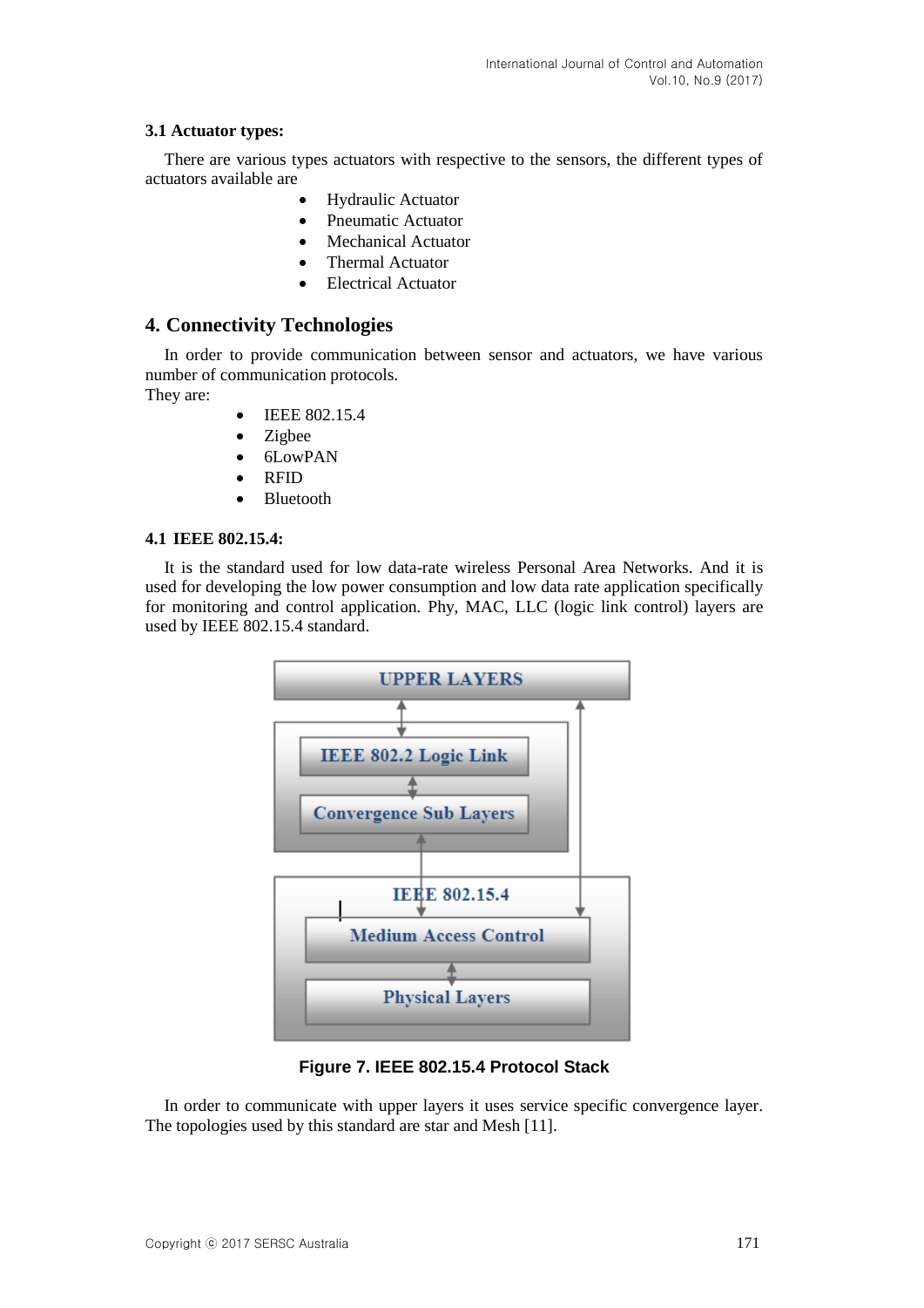### 3.1 Actuator types:

There are various types actuators with respective to the sensors, the different types of actuators available are

- Hydraulic Actuator
- Pneumatic Actuator
- Mechanical Actuator
- Thermal Actuator
- Electrical Actuator

## 4. Connectivity Technologies

In order to provide communication between sensor and actuators, we have various number of communication protocols.
They are:

- IEEE 802.15.4
- Zigbee
- 6LowPAN
- RFID
- Bluetooth

### 4.1 IEEE 802.15.4:

It is the standard used for low data-rate wireless Personal Area Networks. And it is used for developing the low power consumption and low data rate application specifically for monitoring and control application. Phy, MAC, LLC (logic link control) layers are used by IEEE 802.15.4 standard.

**Figure 7. IEEE 802.15.4 Protocol Stack**

In order to communicate with upper layers it uses service specific convergence layer. The topologies used by this standard are star and Mesh [11].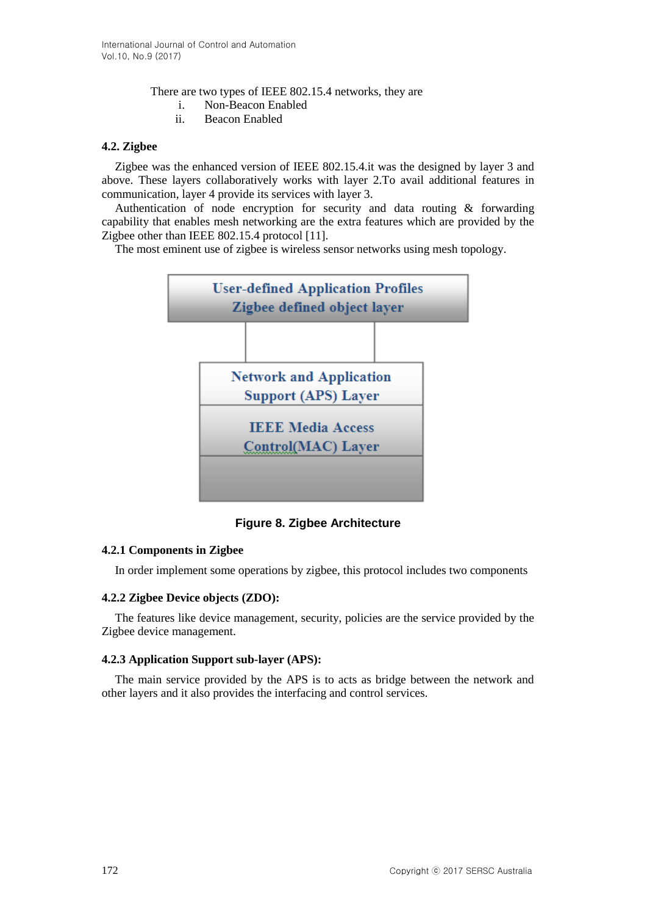There are two types of IEEE 802.15.4 networks, they are

i. Non-Beacon Enabled
ii. Beacon Enabled

### 4.2. Zigbee

Zigbee was the enhanced version of IEEE 802.15.4.it was the designed by layer 3 and above. These layers collaboratively works with layer 2.To avail additional features in communication, layer 4 provide its services with layer 3.

Authentication of node encryption for security and data routing & forwarding capability that enables mesh networking are the extra features which are provided by the Zigbee other than IEEE 802.15.4 protocol [11].

The most eminent use of zigbee is wireless sensor networks using mesh topology.

User-defined Application Profiles
Zigbee defined object layer

Network and Application Support (APS) Layer

IEEE Media Access Control(MAC) Layer

**Figure 8. Zigbee Architecture**

#### 4.2.1 Components in Zigbee

In order implement some operations by zigbee, this protocol includes two components

#### 4.2.2 Zigbee Device objects (ZDO):

The features like device management, security, policies are the service provided by the Zigbee device management.

#### 4.2.3 Application Support sub-layer (APS):

The main service provided by the APS is to acts as bridge between the network and other layers and it also provides the interfacing and control services.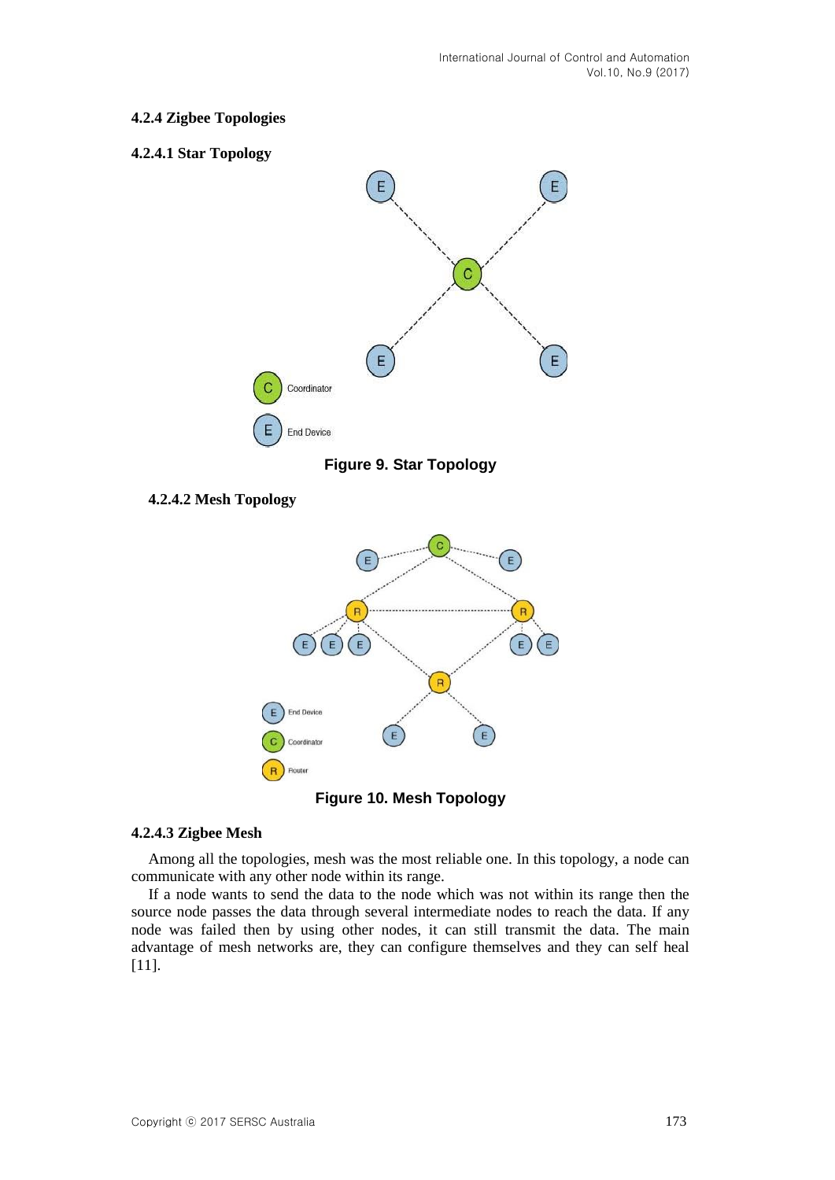### 4.2.4 Zigbee Topologies

#### 4.2.4.1 Star Topology

**Figure 9. Star Topology**

#### 4.2.4.2 Mesh Topology

**Figure 10. Mesh Topology**

#### 4.2.4.3 Zigbee Mesh

Among all the topologies, mesh was the most reliable one. In this topology, a node can communicate with any other node within its range.

If a node wants to send the data to the node which was not within its range then the source node passes the data through several intermediate nodes to reach the data. If any node was failed then by using other nodes, it can still transmit the data. The main advantage of mesh networks are, they can configure themselves and they can self heal [11].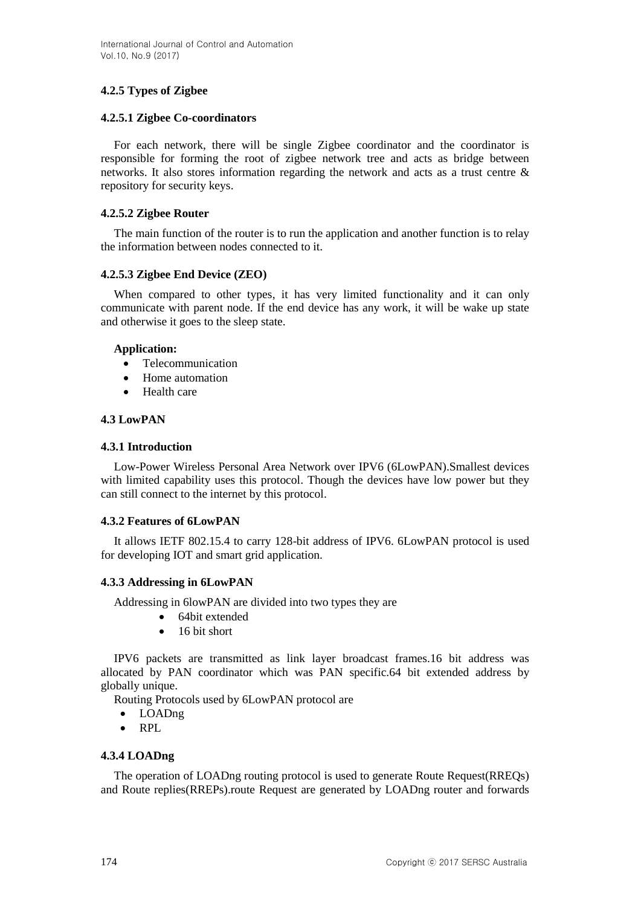#### 4.2.5 Types of Zigbee

##### 4.2.5.1 Zigbee Co-coordinators

For each network, there will be single Zigbee coordinator and the coordinator is responsible for forming the root of zigbee network tree and acts as bridge between networks. It also stores information regarding the network and acts as a trust centre & repository for security keys.

##### 4.2.5.2 Zigbee Router

The main function of the router is to run the application and another function is to relay the information between nodes connected to it.

##### 4.2.5.3 Zigbee End Device (ZEO)

When compared to other types, it has very limited functionality and it can only communicate with parent node. If the end device has any work, it will be wake up state and otherwise it goes to the sleep state.

**Application:**

- Telecommunication
- Home automation
- Health care

### 4.3 LowPAN

#### 4.3.1 Introduction

Low-Power Wireless Personal Area Network over IPV6 (6LowPAN).Smallest devices with limited capability uses this protocol. Though the devices have low power but they can still connect to the internet by this protocol.

#### 4.3.2 Features of 6LowPAN

It allows IETF 802.15.4 to carry 128-bit address of IPV6. 6LowPAN protocol is used for developing IOT and smart grid application.

#### 4.3.3 Addressing in 6LowPAN

Addressing in 6lowPAN are divided into two types they are

- 64bit extended
- 16 bit short

IPV6 packets are transmitted as link layer broadcast frames.16 bit address was allocated by PAN coordinator which was PAN specific.64 bit extended address by globally unique.

Routing Protocols used by 6LowPAN protocol are

- LOADng
- RPL

#### 4.3.4 LOADng

The operation of LOADng routing protocol is used to generate Route Request(RREQs) and Route replies(RREPs).route Request are generated by LOADng router and forwards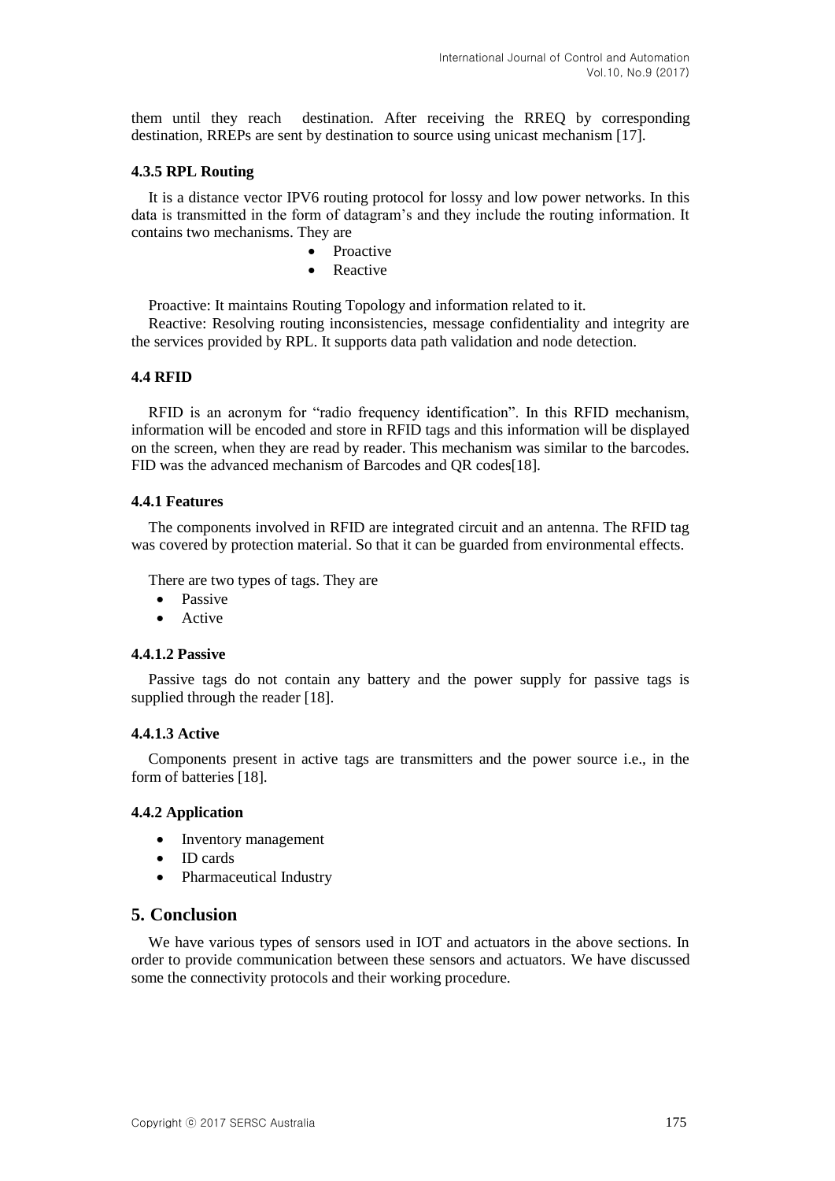them until they reach destination. After receiving the RREQ by corresponding destination, RREPs are sent by destination to source using unicast mechanism [17].

#### 4.3.5 RPL Routing

It is a distance vector IPV6 routing protocol for lossy and low power networks. In this data is transmitted in the form of datagram's and they include the routing information. It contains two mechanisms. They are

- Proactive
- Reactive

Proactive: It maintains Routing Topology and information related to it.

Reactive: Resolving routing inconsistencies, message confidentiality and integrity are the services provided by RPL. It supports data path validation and node detection.

### 4.4 RFID

RFID is an acronym for "radio frequency identification". In this RFID mechanism, information will be encoded and store in RFID tags and this information will be displayed on the screen, when they are read by reader. This mechanism was similar to the barcodes. FID was the advanced mechanism of Barcodes and QR codes[18].

#### 4.4.1 Features

The components involved in RFID are integrated circuit and an antenna. The RFID tag was covered by protection material. So that it can be guarded from environmental effects.

There are two types of tags. They are

- Passive
- Active

##### 4.4.1.2 Passive

Passive tags do not contain any battery and the power supply for passive tags is supplied through the reader [18].

##### 4.4.1.3 Active

Components present in active tags are transmitters and the power source i.e., in the form of batteries [18].

#### 4.4.2 Application

- Inventory management
- ID cards
- Pharmaceutical Industry

## 5. Conclusion

We have various types of sensors used in IOT and actuators in the above sections. In order to provide communication between these sensors and actuators. We have discussed some the connectivity protocols and their working procedure.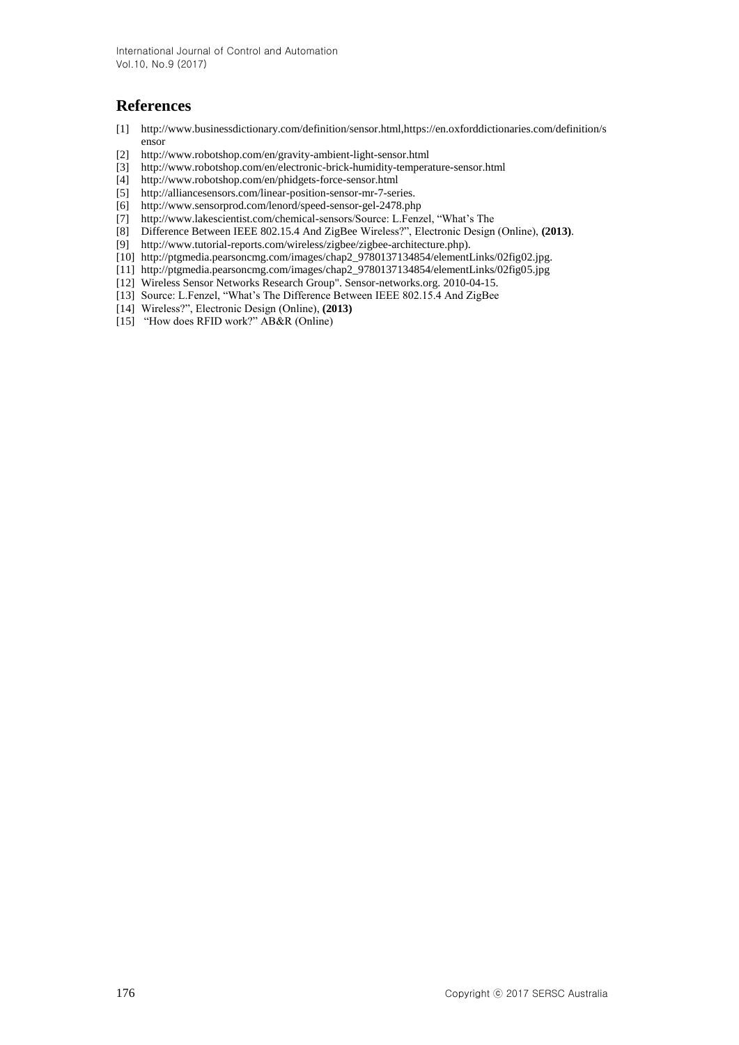## References

[1] http://www.businessdictionary.com/definition/sensor.html,https://en.oxforddictionaries.com/definition/sensor
[2] http://www.robotshop.com/en/gravity-ambient-light-sensor.html
[3] http://www.robotshop.com/en/electronic-brick-humidity-temperature-sensor.html
[4] http://www.robotshop.com/en/phidgets-force-sensor.html
[5] http://alliancesensors.com/linear-position-sensor-mr-7-series.
[6] http://www.sensorprod.com/lenord/speed-sensor-gel-2478.php
[7] http://www.lakescientist.com/chemical-sensors/Source: L.Fenzel, "What's The
[8] Difference Between IEEE 802.15.4 And ZigBee Wireless?", Electronic Design (Online), **(2013)**.
[9] http://www.tutorial-reports.com/wireless/zigbee/zigbee-architecture.php).
[10] http://ptgmedia.pearsoncmg.com/images/chap2_9780137134854/elementLinks/02fig02.jpg.
[11] http://ptgmedia.pearsoncmg.com/images/chap2_9780137134854/elementLinks/02fig05.jpg
[12] Wireless Sensor Networks Research Group". Sensor-networks.org. 2010-04-15.
[13] Source: L.Fenzel, "What's The Difference Between IEEE 802.15.4 And ZigBee
[14] Wireless?", Electronic Design (Online), **(2013)**
[15] "How does RFID work?" AB&R (Online)